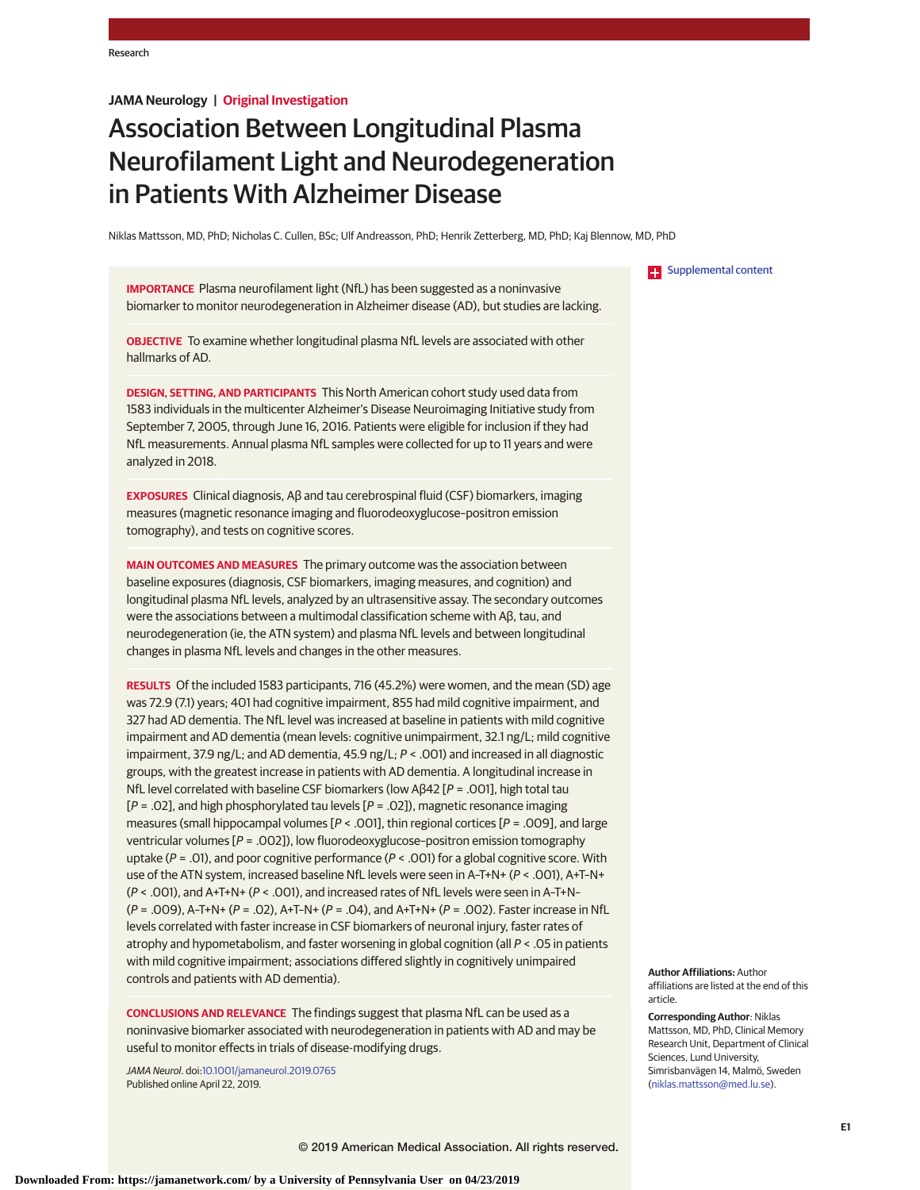JAMA Neurology | Original Investigation

# Association Between Longitudinal Plasma Neurofilament Light and Neurodegeneration in Patients With Alzheimer Disease

Niklas Mattsson, MD, PhD; Nicholas C. Cullen, BSc; Ulf Andreasson, PhD; Henrik Zetterberg, MD, PhD; Kaj Blennow, MD, PhD

Supplemental content

**IMPORTANCE** Plasma neurofilament light (NfL) has been suggested as a noninvasive biomarker to monitor neurodegeneration in Alzheimer disease (AD), but studies are lacking.

**OBJECTIVE** To examine whether longitudinal plasma NfL levels are associated with other hallmarks of AD.

**DESIGN, SETTING, AND PARTICIPANTS** This North American cohort study used data from 1583 individuals in the multicenter Alzheimer's Disease Neuroimaging Initiative study from September 7, 2005, through June 16, 2016. Patients were eligible for inclusion if they had NfL measurements. Annual plasma NfL samples were collected for up to 11 years and were analyzed in 2018.

**EXPOSURES** Clinical diagnosis, Aβ and tau cerebrospinal fluid (CSF) biomarkers, imaging measures (magnetic resonance imaging and fluorodeoxyglucose–positron emission tomography), and tests on cognitive scores.

**MAIN OUTCOMES AND MEASURES** The primary outcome was the association between baseline exposures (diagnosis, CSF biomarkers, imaging measures, and cognition) and longitudinal plasma NfL levels, analyzed by an ultrasensitive assay. The secondary outcomes were the associations between a multimodal classification scheme with Aβ, tau, and neurodegeneration (ie, the ATN system) and plasma NfL levels and between longitudinal changes in plasma NfL levels and changes in the other measures.

**RESULTS** Of the included 1583 participants, 716 (45.2%) were women, and the mean (SD) age was 72.9 (7.1) years; 401 had cognitive impairment, 855 had mild cognitive impairment, and 327 had AD dementia. The NfL level was increased at baseline in patients with mild cognitive impairment and AD dementia (mean levels: cognitive unimpairment, 32.1 ng/L; mild cognitive impairment, 37.9 ng/L; and AD dementia, 45.9 ng/L; $P < .001$) and increased in all diagnostic groups, with the greatest increase in patients with AD dementia. A longitudinal increase in NfL level correlated with baseline CSF biomarkers (low Aβ42 [$P = .001$], high total tau [$P = .02$], and high phosphorylated tau levels [$P = .02$]), magnetic resonance imaging measures (small hippocampal volumes [$P < .001$], thin regional cortices [$P = .009$], and large ventricular volumes [$P = .002$]), low fluorodeoxyglucose–positron emission tomography uptake ($P = .01$), and poor cognitive performance ($P < .001$) for a global cognitive score. With use of the ATN system, increased baseline NfL levels were seen in A−T+N+ ($P < .001$), A+T−N+ ($P < .001$), and A+T+N+ ($P < .001$), and increased rates of NfL levels were seen in A−T+N− ($P = .009$), A−T+N+ ($P = .02$), A+T−N+ ($P = .04$), and A+T+N+ ($P = .002$). Faster increase in NfL levels correlated with faster increase in CSF biomarkers of neuronal injury, faster rates of atrophy and hypometabolism, and faster worsening in global cognition (all $P < .05$ in patients with mild cognitive impairment; associations differed slightly in cognitively unimpaired controls and patients with AD dementia).

**CONCLUSIONS AND RELEVANCE** The findings suggest that plasma NfL can be used as a noninvasive biomarker associated with neurodegeneration in patients with AD and may be useful to monitor effects in trials of disease-modifying drugs.

*JAMA Neurol*. doi:10.1001/jamaneurol.2019.0765
Published online April 22, 2019.

**Author Affiliations:** Author affiliations are listed at the end of this article.

**Corresponding Author**: Niklas Mattsson, MD, PhD, Clinical Memory Research Unit, Department of Clinical Sciences, Lund University, Simrisbanvägen 14, Malmö, Sweden (niklas.mattsson@med.lu.se).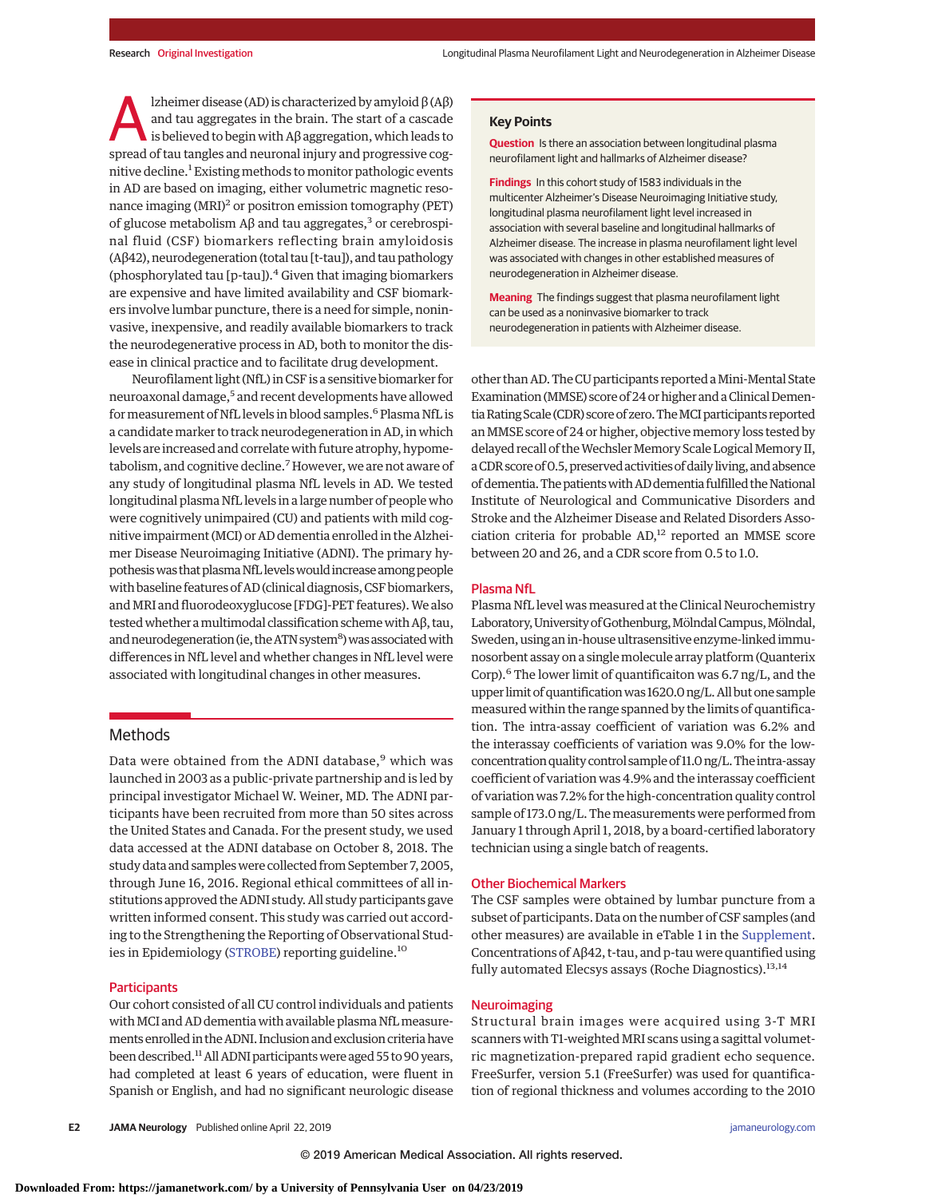Alzheimer disease (AD) is characterized by amyloid β (Aβ) and tau aggregates in the brain. The start of a cascade is believed to begin with Aβ aggregation, which leads to spread of tau tangles and neuronal injury and progressive cognitive decline.[1] Existing methods to monitor pathologic events in AD are based on imaging, either volumetric magnetic resonance imaging (MRI)[2] or positron emission tomography (PET) of glucose metabolism Aβ and tau aggregates,[3] or cerebrospinal fluid (CSF) biomarkers reflecting brain amyloidosis (Aβ42), neurodegeneration (total tau [t-tau]), and tau pathology (phosphorylated tau [p-tau]).[4] Given that imaging biomarkers are expensive and have limited availability and CSF biomarkers involve lumbar puncture, there is a need for simple, noninvasive, inexpensive, and readily available biomarkers to track the neurodegenerative process in AD, both to monitor the disease in clinical practice and to facilitate drug development.

Neurofilament light (NfL) in CSF is a sensitive biomarker for neuroaxonal damage,[5] and recent developments have allowed for measurement of NfL levels in blood samples.[6] Plasma NfL is a candidate marker to track neurodegeneration in AD, in which levels are increased and correlate with future atrophy, hypometabolism, and cognitive decline.[7] However, we are not aware of any study of longitudinal plasma NfL levels in AD. We tested longitudinal plasma NfL levels in a large number of people who were cognitively unimpaired (CU) and patients with mild cognitive impairment (MCI) or AD dementia enrolled in the Alzheimer Disease Neuroimaging Initiative (ADNI). The primary hypothesis was that plasma NfL levels would increase among people with baseline features of AD (clinical diagnosis, CSF biomarkers, and MRI and fluorodeoxyglucose [FDG]-PET features). We also tested whether a multimodal classification scheme with Aβ, tau, and neurodegeneration (ie, the ATN system[8]) was associated with differences in NfL level and whether changes in NfL level were associated with longitudinal changes in other measures.

> **Key Points**
>
> **Question** Is there an association between longitudinal plasma neurofilament light and hallmarks of Alzheimer disease?
>
> **Findings** In this cohort study of 1583 individuals in the multicenter Alzheimer's Disease Neuroimaging Initiative study, longitudinal plasma neurofilament light level increased in association with several baseline and longitudinal hallmarks of Alzheimer disease. The increase in plasma neurofilament light level was associated with changes in other established measures of neurodegeneration in Alzheimer disease.
>
> **Meaning** The findings suggest that plasma neurofilament light can be used as a noninvasive biomarker to track neurodegeneration in patients with Alzheimer disease.

## Methods

Data were obtained from the ADNI database,[9] which was launched in 2003 as a public-private partnership and is led by principal investigator Michael W. Weiner, MD. The ADNI participants have been recruited from more than 50 sites across the United States and Canada. For the present study, we used data accessed at the ADNI database on October 8, 2018. The study data and samples were collected from September 7, 2005, through June 16, 2016. Regional ethical committees of all institutions approved the ADNI study. All study participants gave written informed consent. This study was carried out according to the Strengthening the Reporting of Observational Studies in Epidemiology (STROBE) reporting guideline.[10]

### Participants

Our cohort consisted of all CU control individuals and patients with MCI and AD dementia with available plasma NfL measurements enrolled in the ADNI. Inclusion and exclusion criteria have been described.[11] All ADNI participants were aged 55 to 90 years, had completed at least 6 years of education, were fluent in Spanish or English, and had no significant neurologic disease other than AD. The CU participants reported a Mini-Mental State Examination (MMSE) score of 24 or higher and a Clinical Dementia Rating Scale (CDR) score of zero. The MCI participants reported an MMSE score of 24 or higher, objective memory loss tested by delayed recall of the Wechsler Memory Scale Logical Memory II, a CDR score of 0.5, preserved activities of daily living, and absence of dementia. The patients with AD dementia fulfilled the National Institute of Neurological and Communicative Disorders and Stroke and the Alzheimer Disease and Related Disorders Association criteria for probable AD,[12] reported an MMSE score between 20 and 26, and a CDR score from 0.5 to 1.0.

### Plasma NfL

Plasma NfL level was measured at the Clinical Neurochemistry Laboratory, University of Gothenburg, Mölndal Campus, Mölndal, Sweden, using an in-house ultrasensitive enzyme-linked immunosorbent assay on a single molecule array platform (Quanterix Corp).[6] The lower limit of quantificaiton was 6.7 ng/L, and the upper limit of quantification was 1620.0 ng/L. All but one sample measured within the range spanned by the limits of quantification. The intra-assay coefficient of variation was 6.2% and the interassay coefficients of variation was 9.0% for the low-concentration quality control sample of 11.0 ng/L. The intra-assay coefficient of variation was 4.9% and the interassay coefficient of variation was 7.2% for the high-concentration quality control sample of 173.0 ng/L. The measurements were performed from January 1 through April 1, 2018, by a board-certified laboratory technician using a single batch of reagents.

### Other Biochemical Markers

The CSF samples were obtained by lumbar puncture from a subset of participants. Data on the number of CSF samples (and other measures) are available in eTable 1 in the Supplement. Concentrations of Aβ42, t-tau, and p-tau were quantified using fully automated Elecsys assays (Roche Diagnostics).[13,14]

### Neuroimaging

Structural brain images were acquired using 3-T MRI scanners with T1-weighted MRI scans using a sagittal volumetric magnetization-prepared rapid gradient echo sequence. FreeSurfer, version 5.1 (FreeSurfer) was used for quantification of regional thickness and volumes according to the 2010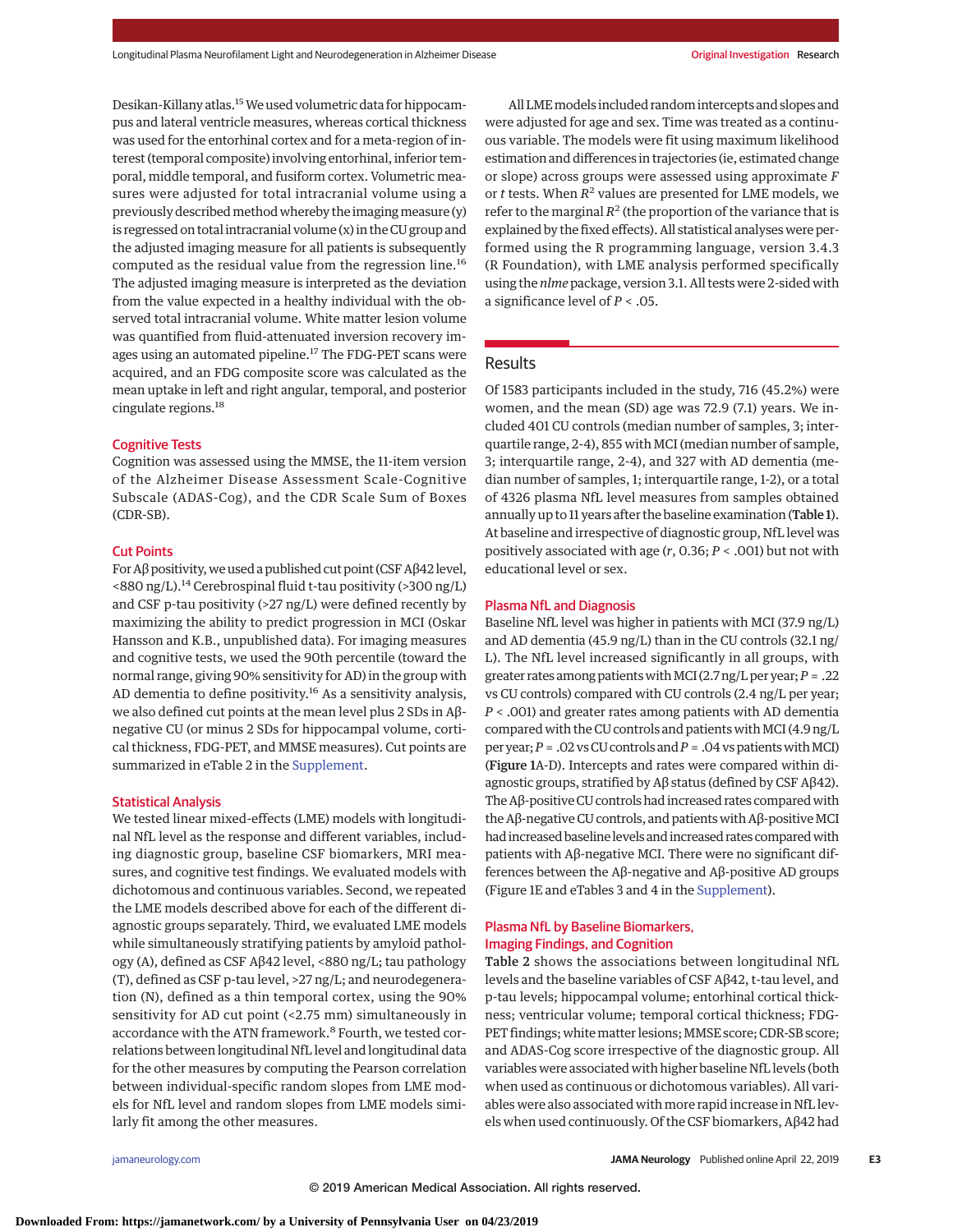Desikan-Killany atlas.[15] We used volumetric data for hippocampus and lateral ventricle measures, whereas cortical thickness was used for the entorhinal cortex and for a meta-region of interest (temporal composite) involving entorhinal, inferior temporal, middle temporal, and fusiform cortex. Volumetric measures were adjusted for total intracranial volume using a previously described method whereby the imaging measure (y) is regressed on total intracranial volume (x) in the CU group and the adjusted imaging measure for all patients is subsequently computed as the residual value from the regression line.[16] The adjusted imaging measure is interpreted as the deviation from the value expected in a healthy individual with the observed total intracranial volume. White matter lesion volume was quantified from fluid-attenuated inversion recovery images using an automated pipeline.[17] The FDG-PET scans were acquired, and an FDG composite score was calculated as the mean uptake in left and right angular, temporal, and posterior cingulate regions.[18]

### Cognitive Tests

Cognition was assessed using the MMSE, the 11-item version of the Alzheimer Disease Assessment Scale-Cognitive Subscale (ADAS-Cog), and the CDR Scale Sum of Boxes (CDR-SB).

### Cut Points

For Aβ positivity, we used a published cut point (CSF Aβ42 level, <880 ng/L).[14] Cerebrospinal fluid t-tau positivity (>300 ng/L) and CSF p-tau positivity (>27 ng/L) were defined recently by maximizing the ability to predict progression in MCI (Oskar Hansson and K.B., unpublished data). For imaging measures and cognitive tests, we used the 90th percentile (toward the normal range, giving 90% sensitivity for AD) in the group with AD dementia to define positivity.[16] As a sensitivity analysis, we also defined cut points at the mean level plus 2 SDs in Aβ-negative CU (or minus 2 SDs for hippocampal volume, cortical thickness, FDG-PET, and MMSE measures). Cut points are summarized in eTable 2 in the Supplement.

### Statistical Analysis

We tested linear mixed-effects (LME) models with longitudinal NfL level as the response and different variables, including diagnostic group, baseline CSF biomarkers, MRI measures, and cognitive test findings. We evaluated models with dichotomous and continuous variables. Second, we repeated the LME models described above for each of the different diagnostic groups separately. Third, we evaluated LME models while simultaneously stratifying patients by amyloid pathology (A), defined as CSF Aβ42 level, <880 ng/L; tau pathology (T), defined as CSF p-tau level, >27 ng/L; and neurodegeneration (N), defined as a thin temporal cortex, using the 90% sensitivity for AD cut point (<2.75 mm) simultaneously in accordance with the ATN framework.[8] Fourth, we tested correlations between longitudinal NfL level and longitudinal data for the other measures by computing the Pearson correlation between individual-specific random slopes from LME models for NfL level and random slopes from LME models similarly fit among the other measures.

All LME models included random intercepts and slopes and were adjusted for age and sex. Time was treated as a continuous variable. The models were fit using maximum likelihood estimation and differences in trajectories (ie, estimated change or slope) across groups were assessed using approximate *F* or *t* tests. When $R^2$ values are presented for LME models, we refer to the marginal $R^2$ (the proportion of the variance that is explained by the fixed effects). All statistical analyses were performed using the R programming language, version 3.4.3 (R Foundation), with LME analysis performed specifically using the *nlme* package, version 3.1. All tests were 2-sided with a significance level of $P < .05$.

## Results

Of 1583 participants included in the study, 716 (45.2%) were women, and the mean (SD) age was 72.9 (7.1) years. We included 401 CU controls (median number of samples, 3; interquartile range, 2-4), 855 with MCI (median number of sample, 3; interquartile range, 2-4), and 327 with AD dementia (median number of samples, 1; interquartile range, 1-2), or a total of 4326 plasma NfL level measures from samples obtained annually up to 11 years after the baseline examination (**Table 1**). At baseline and irrespective of diagnostic group, NfL level was positively associated with age (*r*, 0.36; $P < .001$) but not with educational level or sex.

### Plasma NfL and Diagnosis

Baseline NfL level was higher in patients with MCI (37.9 ng/L) and AD dementia (45.9 ng/L) than in the CU controls (32.1 ng/L). The NfL level increased significantly in all groups, with greater rates among patients with MCI (2.7 ng/L per year; $P = .22$ vs CU controls) compared with CU controls (2.4 ng/L per year; $P < .001$) and greater rates among patients with AD dementia compared with the CU controls and patients with MCI (4.9 ng/L per year; $P = .02$ vs CU controls and $P = .04$ vs patients with MCI) (**Figure 1**A-D). Intercepts and rates were compared within diagnostic groups, stratified by Aβ status (defined by CSF Aβ42). The Aβ-positive CU controls had increased rates compared with the Aβ-negative CU controls, and patients with Aβ-positive MCI had increased baseline levels and increased rates compared with patients with Aβ-negative MCI. There were no significant differences between the Aβ-negative and Aβ-positive AD groups (Figure 1E and eTables 3 and 4 in the Supplement).

### Plasma NfL by Baseline Biomarkers, Imaging Findings, and Cognition

**Table 2** shows the associations between longitudinal NfL levels and the baseline variables of CSF Aβ42, t-tau level, and p-tau levels; hippocampal volume; entorhinal cortical thickness; ventricular volume; temporal cortical thickness; FDG-PET findings; white matter lesions; MMSE score; CDR-SB score; and ADAS-Cog score irrespective of the diagnostic group. All variables were associated with higher baseline NfL levels (both when used as continuous or dichotomous variables). All variables were also associated with more rapid increase in NfL levels when used continuously. Of the CSF biomarkers, Aβ42 had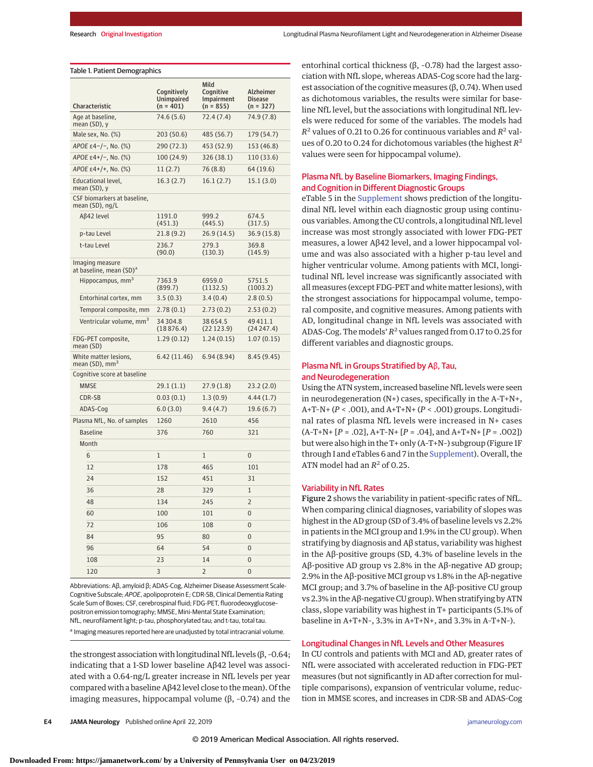**Table 1. Patient Demographics**

| Characteristic | Cognitively Unimpaired (n = 401) | Mild Cognitive Impairment (n = 855) | Alzheimer Disease (n = 327) |
|---|---|---|---|
| Age at baseline, mean (SD), y | 74.6 (5.6) | 72.4 (7.4) | 74.9 (7.8) |
| Male sex, No. (%) | 203 (50.6) | 485 (56.7) | 179 (54.7) |
| *APOE* ε4−/−, No. (%) | 290 (72.3) | 453 (52.9) | 153 (46.8) |
| *APOE* ε4+/−, No. (%) | 100 (24.9) | 326 (38.1) | 110 (33.6) |
| *APOE* ε4+/+, No. (%) | 11 (2.7) | 76 (8.8) | 64 (19.6) |
| Educational level, mean (SD), y | 16.3 (2.7) | 16.1 (2.7) | 15.1 (3.0) |
| CSF biomarkers at baseline, mean (SD), ng/L | | | |
| Aβ42 level | 1191.0 (451.3) | 999.2 (445.5) | 674.5 (317.5) |
| p-tau Level | 21.8 (9.2) | 26.9 (14.5) | 36.9 (15.8) |
| t-tau Level | 236.7 (90.0) | 279.3 (130.3) | 369.8 (145.9) |
| Imaging measure at baseline, mean (SD)[a] | | | |
| Hippocampus, mm$^3$ | 7363.9 (899.7) | 6959.0 (1132.5) | 5751.5 (1003.2) |
| Entorhinal cortex, mm | 3.5 (0.3) | 3.4 (0.4) | 2.8 (0.5) |
| Temporal composite, mm | 2.78 (0.1) | 2.73 (0.2) | 2.53 (0.2) |
| Ventricular volume, mm$^3$ | 34 304.8 (18 876.4) | 38 654.5 (22 123.9) | 49 411.1 (24 247.4) |
| FDG-PET composite, mean (SD) | 1.29 (0.12) | 1.24 (0.15) | 1.07 (0.15) |
| White matter lesions, mean (SD), mm$^3$ | 6.42 (11.46) | 6.94 (8.94) | 8.45 (9.45) |
| Cognitive score at baseline | | | |
| MMSE | 29.1 (1.1) | 27.9 (1.8) | 23.2 (2.0) |
| CDR-SB | 0.03 (0.1) | 1.3 (0.9) | 4.44 (1.7) |
| ADAS-Cog | 6.0 (3.0) | 9.4 (4.7) | 19.6 (6.7) |
| Plasma NfL, No. of samples | 1260 | 2610 | 456 |
| Baseline | 376 | 760 | 321 |
| Month | | | |
| 6 | 1 | 1 | 0 |
| 12 | 178 | 465 | 101 |
| 24 | 152 | 451 | 31 |
| 36 | 28 | 329 | 1 |
| 48 | 134 | 245 | 2 |
| 60 | 100 | 101 | 0 |
| 72 | 106 | 108 | 0 |
| 84 | 95 | 80 | 0 |
| 96 | 64 | 54 | 0 |
| 108 | 23 | 14 | 0 |
| 120 | 3 | 2 | 0 |

Abbreviations: Aβ, amyloid β; ADAS-Cog, Alzheimer Disease Assessment Scale-Cognitive Subscale; *APOE*, apolipoprotein E; CDR-SB, Clinical Dementia Rating Scale Sum of Boxes; CSF, cerebrospinal fluid; FDG-PET, fluorodeoxyglucose–positron emission tomography; MMSE, Mini-Mental State Examination; NfL, neurofilament light; p-tau, phosphorylated tau; and t-tau, total tau.

[a] Imaging measures reported here are unadjusted by total intracranial volume.

the strongest association with longitudinal NfL levels (β, −0.64; indicating that a 1-SD lower baseline Aβ42 level was associated with a 0.64-ng/L greater increase in NfL levels per year compared with a baseline Aβ42 level close to the mean). Of the imaging measures, hippocampal volume (β, −0.74) and the entorhinal cortical thickness (β, −0.78) had the largest association with NfL slope, whereas ADAS-Cog score had the largest association of the cognitive measures (β, 0.74). When used as dichotomous variables, the results were similar for baseline NfL level, but the associations with longitudinal NfL levels were reduced for some of the variables. The models had $R^2$ values of 0.21 to 0.26 for continuous variables and $R^2$ values of 0.20 to 0.24 for dichotomous variables (the highest $R^2$ values were seen for hippocampal volume).

## Plasma NfL by Baseline Biomarkers, Imaging Findings, and Cognition in Different Diagnostic Groups

eTable 5 in the Supplement shows prediction of the longitudinal NfL level within each diagnostic group using continuous variables. Among the CU controls, a longitudinal NfL level increase was most strongly associated with lower FDG-PET measures, a lower Aβ42 level, and a lower hippocampal volume and was also associated with a higher p-tau level and higher ventricular volume. Among patients with MCI, longitudinal NfL level increase was significantly associated with all measures (except FDG-PET and white matter lesions), with the strongest associations for hippocampal volume, temporal composite, and cognitive measures. Among patients with AD, longitudinal change in NfL levels was associated with ADAS-Cog. The models' $R^2$ values ranged from 0.17 to 0.25 for different variables and diagnostic groups.

## Plasma NfL in Groups Stratified by Aβ, Tau, and Neurodegeneration

Using the ATN system, increased baseline NfL levels were seen in neurodegeneration (N+) cases, specifically in the A−T+N+, A+T−N+ ($P < .001$), and A+T+N+ ($P < .001$) groups. Longitudinal rates of plasma NfL levels were increased in N+ cases (A−T+N+ [$P = .02$], A+T−N+ [$P = .04$], and A+T+N+ [$P = .002$]) but were also high in the T+ only (A−T+N−) subgroup (Figure 1F through I and eTables 6 and 7 in the Supplement). Overall, the ATN model had an $R^2$ of 0.25.

## Variability in NfL Rates

**Figure 2** shows the variability in patient-specific rates of NfL. When comparing clinical diagnoses, variability of slopes was highest in the AD group (SD of 3.4% of baseline levels vs 2.2% in patients in the MCI group and 1.9% in the CU group). When stratifying by diagnosis and Aβ status, variability was highest in the Aβ-positive groups (SD, 4.3% of baseline levels in the Aβ-positive AD group vs 2.8% in the Aβ-negative AD group; 2.9% in the Aβ-positive MCI group vs 1.8% in the Aβ-negative MCI group; and 3.7% of baseline in the Aβ-positive CU group vs 2.3% in the Aβ-negative CU group). When stratifying by ATN class, slope variability was highest in T+ participants (5.1% of baseline in A+T+N−, 3.3% in A+T+N+, and 3.3% in A−T+N−).

## Longitudinal Changes in NfL Levels and Other Measures

In CU controls and patients with MCI and AD, greater rates of NfL were associated with accelerated reduction in FDG-PET measures (but not significantly in AD after correction for multiple comparisons), expansion of ventricular volume, reduction in MMSE scores, and increases in CDR-SB and ADAS-Cog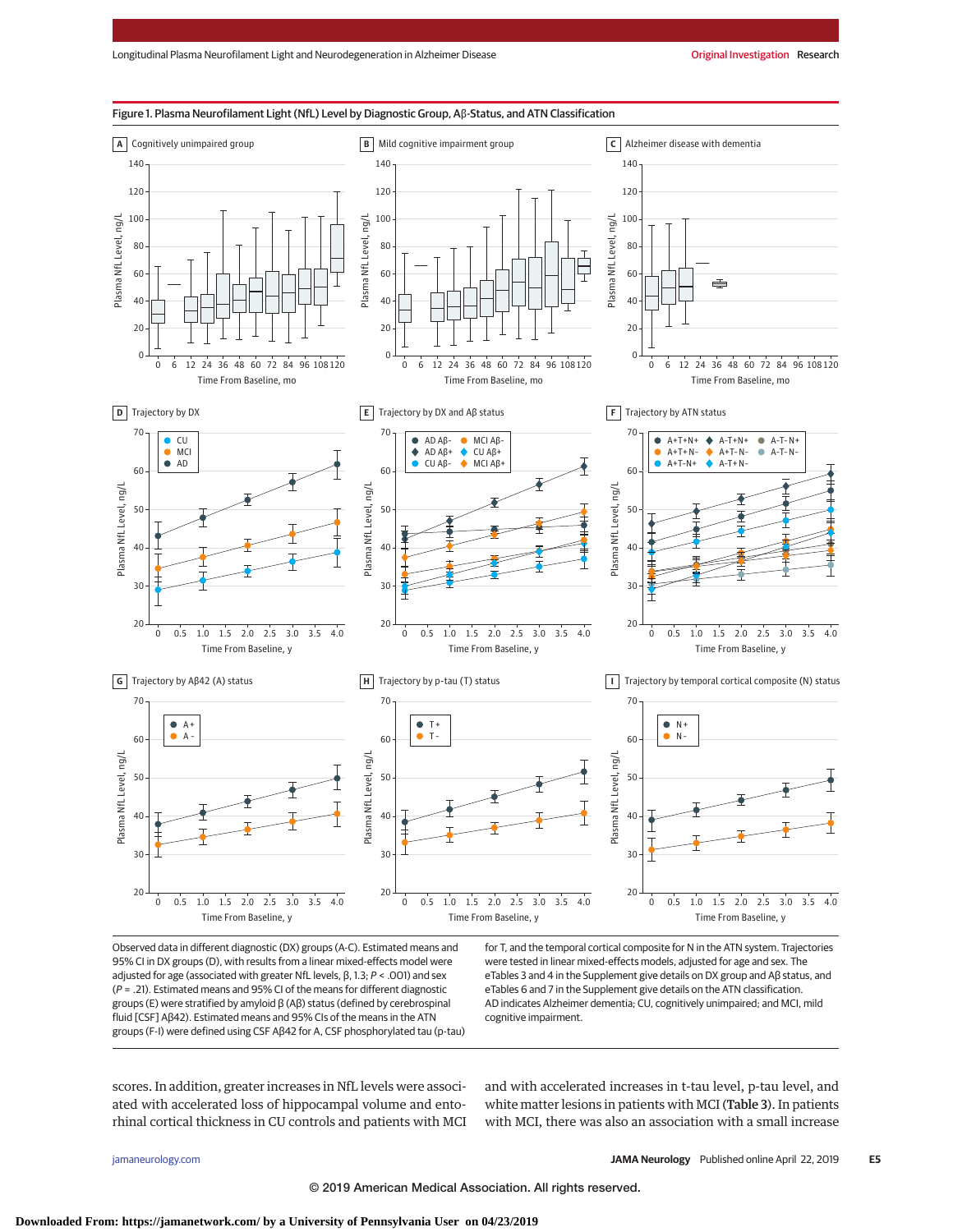Figure 1. Plasma Neurofilament Light (NfL) Level by Diagnostic Group, Aβ-Status, and ATN Classification

Observed data in different diagnostic (DX) groups (A-C). Estimated means and 95% CI in DX groups (D), with results from a linear mixed-effects model were adjusted for age (associated with greater NfL levels, β, 1.3; $P < .001$) and sex ($P = .21$). Estimated means and 95% CI of the means for different diagnostic groups (E) were stratified by amyloid β (Aβ) status (defined by cerebrospinal fluid [CSF] Aβ42). Estimated means and 95% CIs of the means in the ATN groups (F-I) were defined using CSF Aβ42 for A, CSF phosphorylated tau (p-tau) for T, and the temporal cortical composite for N in the ATN system. Trajectories were tested in linear mixed-effects models, adjusted for age and sex. The eTables 3 and 4 in the Supplement give details on DX group and Aβ status, and eTables 6 and 7 in the Supplement give details on the ATN classification. AD indicates Alzheimer dementia; CU, cognitively unimpaired; and MCI, mild cognitive impairment.

scores. In addition, greater increases in NfL levels were associated with accelerated loss of hippocampal volume and entorhinal cortical thickness in CU controls and patients with MCI and with accelerated increases in t-tau level, p-tau level, and white matter lesions in patients with MCI (**Table 3**). In patients with MCI, there was also an association with a small increase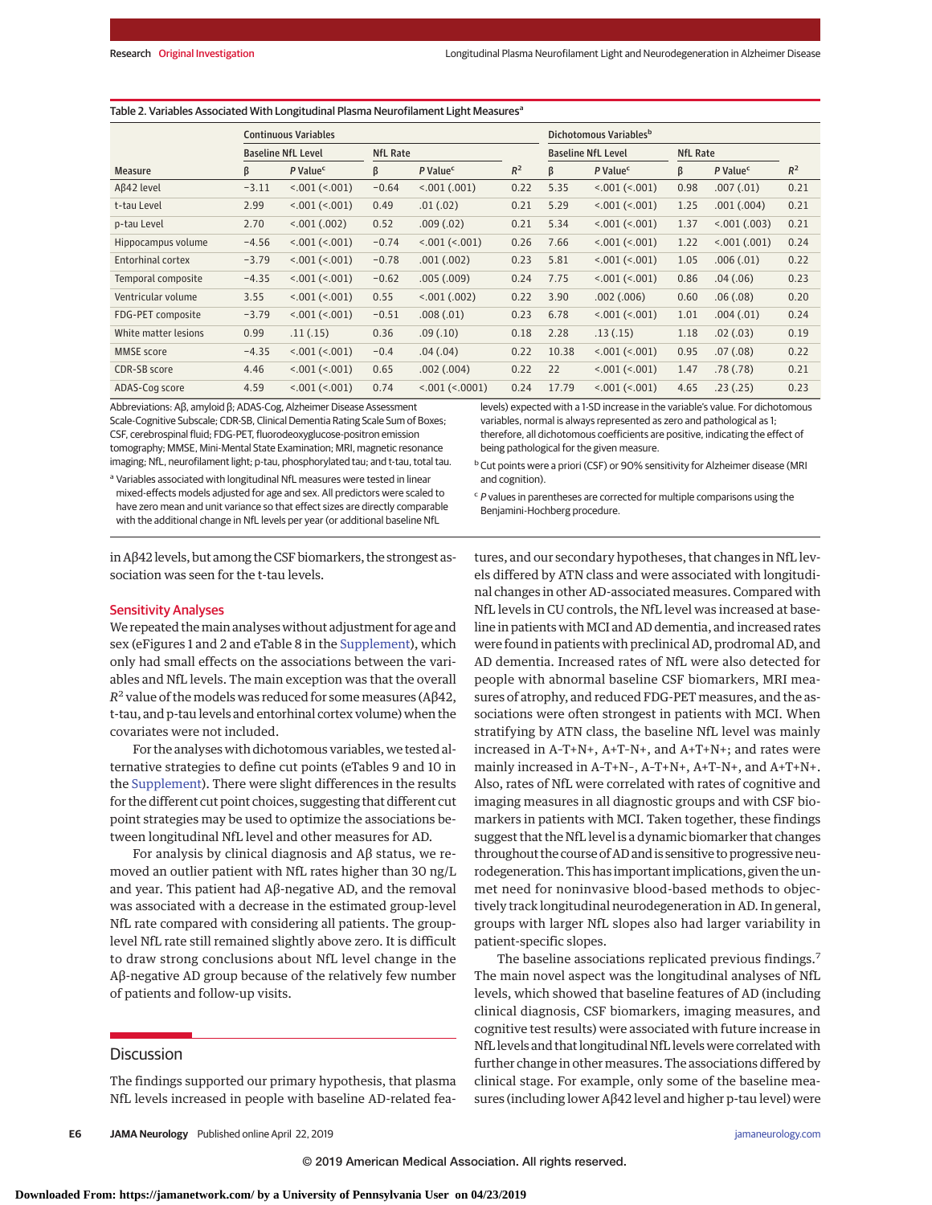Table 2. Variables Associated With Longitudinal Plasma Neurofilament Light Measures[a]

| Measure | Continuous Variables |  |  |  |  | Dichotomous Variables[b] |  |  |  |  |
|---|---|---|---|---|---|---|---|---|---|---|
|  | Baseline NfL Level |  | NfL Rate |  |  | Baseline NfL Level |  | NfL Rate |  |  |
|  | β | *P* Value[c] | β | *P* Value[c] | $R^2$ | β | *P* Value[c] | β | *P* Value[c] | $R^2$ |
| Aβ42 level | −3.11 | <.001 (<.001) | −0.64 | <.001 (.001) | 0.22 | 5.35 | <.001 (<.001) | 0.98 | .007 (.01) | 0.21 |
| t-tau Level | 2.99 | <.001 (<.001) | 0.49 | .01 (.02) | 0.21 | 5.29 | <.001 (<.001) | 1.25 | .001 (.004) | 0.21 |
| p-tau Level | 2.70 | <.001 (.002) | 0.52 | .009 (.02) | 0.21 | 5.34 | <.001 (<.001) | 1.37 | <.001 (.003) | 0.21 |
| Hippocampus volume | −4.56 | <.001 (<.001) | −0.74 | <.001 (<.001) | 0.26 | 7.66 | <.001 (<.001) | 1.22 | <.001 (.001) | 0.24 |
| Entorhinal cortex | −3.79 | <.001 (<.001) | −0.78 | .001 (.002) | 0.23 | 5.81 | <.001 (<.001) | 1.05 | .006 (.01) | 0.22 |
| Temporal composite | −4.35 | <.001 (<.001) | −0.62 | .005 (.009) | 0.24 | 7.75 | <.001 (<.001) | 0.86 | .04 (.06) | 0.23 |
| Ventricular volume | 3.55 | <.001 (<.001) | 0.55 | <.001 (.002) | 0.22 | 3.90 | .002 (.006) | 0.60 | .06 (.08) | 0.20 |
| FDG-PET composite | −3.79 | <.001 (<.001) | −0.51 | .008 (.01) | 0.23 | 6.78 | <.001 (<.001) | 1.01 | .004 (.01) | 0.24 |
| White matter lesions | 0.99 | .11 (.15) | 0.36 | .09 (.10) | 0.18 | 2.28 | .13 (.15) | 1.18 | .02 (.03) | 0.19 |
| MMSE score | −4.35 | <.001 (<.001) | −0.4 | .04 (.04) | 0.22 | 10.38 | <.001 (<.001) | 0.95 | .07 (.08) | 0.22 |
| CDR-SB score | 4.46 | <.001 (<.001) | 0.65 | .002 (.004) | 0.22 | 22 | <.001 (<.001) | 1.47 | .78 (.78) | 0.21 |
| ADAS-Cog score | 4.59 | <.001 (<.001) | 0.74 | <.001 (<.0001) | 0.24 | 17.79 | <.001 (<.001) | 4.65 | .23 (.25) | 0.23 |

Abbreviations: Aβ, amyloid β; ADAS-Cog, Alzheimer Disease Assessment Scale-Cognitive Subscale; CDR-SB, Clinical Dementia Rating Scale Sum of Boxes; CSF, cerebrospinal fluid; FDG-PET, fluorodeoxyglucose-positron emission tomography; MMSE, Mini-Mental State Examination; MRI, magnetic resonance imaging; NfL, neurofilament light; p-tau, phosphorylated tau; and t-tau, total tau.

[a] Variables associated with longitudinal NfL measures were tested in linear mixed-effects models adjusted for age and sex. All predictors were scaled to have zero mean and unit variance so that effect sizes are directly comparable with the additional change in NfL levels per year (or additional baseline NfL levels) expected with a 1-SD increase in the variable's value. For dichotomous variables, normal is always represented as zero and pathological as 1; therefore, all dichotomous coefficients are positive, indicating the effect of being pathological for the given measure.

[b] Cut points were a priori (CSF) or 90% sensitivity for Alzheimer disease (MRI and cognition).

[c] *P* values in parentheses are corrected for multiple comparisons using the Benjamini-Hochberg procedure.

in Aβ42 levels, but among the CSF biomarkers, the strongest association was seen for the t-tau levels.

### Sensitivity Analyses

We repeated the main analyses without adjustment for age and sex (eFigures 1 and 2 and eTable 8 in the Supplement), which only had small effects on the associations between the variables and NfL levels. The main exception was that the overall $R^2$ value of the models was reduced for some measures (Aβ42, t-tau, and p-tau levels and entorhinal cortex volume) when the covariates were not included.

For the analyses with dichotomous variables, we tested alternative strategies to define cut points (eTables 9 and 10 in the Supplement). There were slight differences in the results for the different cut point choices, suggesting that different cut point strategies may be used to optimize the associations between longitudinal NfL level and other measures for AD.

For analysis by clinical diagnosis and Aβ status, we removed an outlier patient with NfL rates higher than 30 ng/L and year. This patient had Aβ-negative AD, and the removal was associated with a decrease in the estimated group-level NfL rate compared with considering all patients. The group-level NfL rate still remained slightly above zero. It is difficult to draw strong conclusions about NfL level change in the Aβ-negative AD group because of the relatively few number of patients and follow-up visits.

## Discussion

The findings supported our primary hypothesis, that plasma NfL levels increased in people with baseline AD-related features, and our secondary hypotheses, that changes in NfL levels differed by ATN class and were associated with longitudinal changes in other AD-associated measures. Compared with NfL levels in CU controls, the NfL level was increased at baseline in patients with MCI and AD dementia, and increased rates were found in patients with preclinical AD, prodromal AD, and AD dementia. Increased rates of NfL were also detected for people with abnormal baseline CSF biomarkers, MRI measures of atrophy, and reduced FDG-PET measures, and the associations were often strongest in patients with MCI. When stratifying by ATN class, the baseline NfL level was mainly increased in A−T+N+, A+T−N+, and A+T+N+; and rates were mainly increased in A−T+N−, A−T+N+, A+T−N+, and A+T+N+. Also, rates of NfL were correlated with rates of cognitive and imaging measures in all diagnostic groups and with CSF biomarkers in patients with MCI. Taken together, these findings suggest that the NfL level is a dynamic biomarker that changes throughout the course of AD and is sensitive to progressive neurodegeneration. This has important implications, given the unmet need for noninvasive blood-based methods to objectively track longitudinal neurodegeneration in AD. In general, groups with larger NfL slopes also had larger variability in patient-specific slopes.

The baseline associations replicated previous findings.[7] The main novel aspect was the longitudinal analyses of NfL levels, which showed that baseline features of AD (including clinical diagnosis, CSF biomarkers, imaging measures, and cognitive test results) were associated with future increase in NfL levels and that longitudinal NfL levels were correlated with further change in other measures. The associations differed by clinical stage. For example, only some of the baseline measures (including lower Aβ42 level and higher p-tau level) were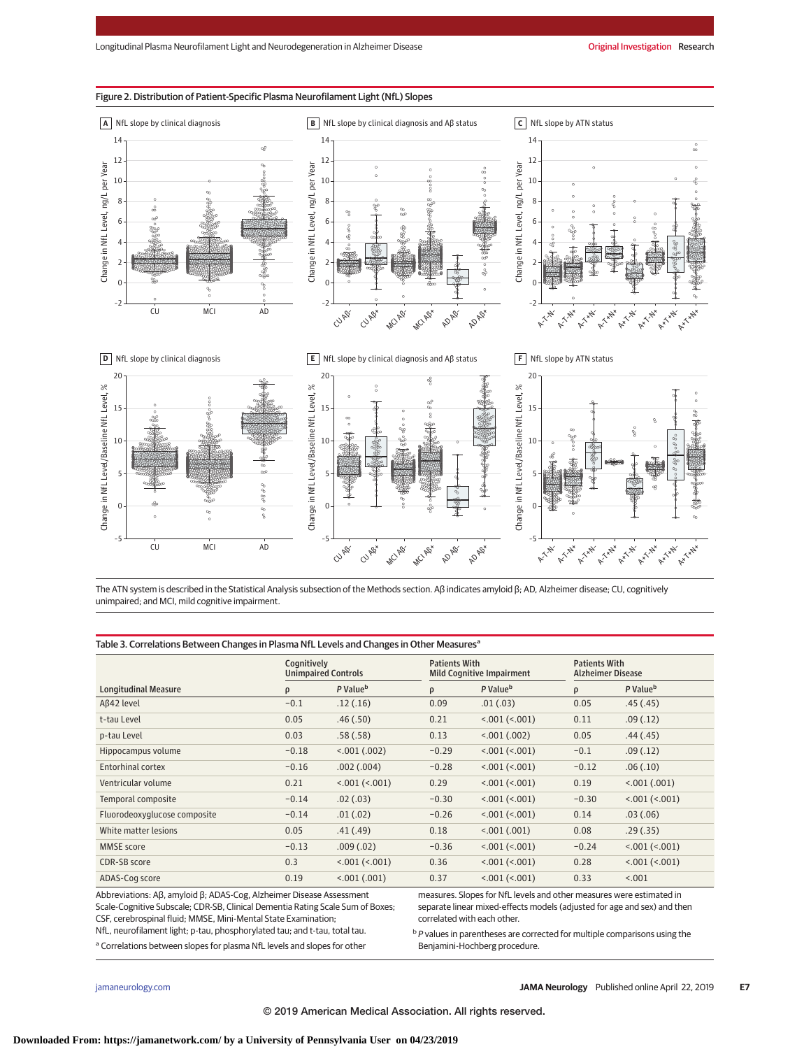## Figure 2. Distribution of Patient-Specific Plasma Neurofilament Light (NfL) Slopes

The ATN system is described in the Statistical Analysis subsection of the Methods section. Aβ indicates amyloid β; AD, Alzheimer disease; CU, cognitively unimpaired; and MCI, mild cognitive impairment.

## Table 3. Correlations Between Changes in Plasma NfL Levels and Changes in Other Measures[a]

| Longitudinal Measure | Cognitively Unimpaired Controls | | Patients With Mild Cognitive Impairment | | Patients With Alzheimer Disease | |
|---|---|---|---|---|---|---|
| | ρ | P Value[b] | ρ | P Value[b] | ρ | P Value[b] |
| Aβ42 level | −0.1 | .12 (.16) | 0.09 | .01 (.03) | 0.05 | .45 (.45) |
| t-tau Level | 0.05 | .46 (.50) | 0.21 | <.001 (<.001) | 0.11 | .09 (.12) |
| p-tau Level | 0.03 | .58 (.58) | 0.13 | <.001 (.002) | 0.05 | .44 (.45) |
| Hippocampus volume | −0.18 | <.001 (.002) | −0.29 | <.001 (<.001) | −0.1 | .09 (.12) |
| Entorhinal cortex | −0.16 | .002 (.004) | −0.28 | <.001 (<.001) | −0.12 | .06 (.10) |
| Ventricular volume | 0.21 | <.001 (<.001) | 0.29 | <.001 (<.001) | 0.19 | <.001 (.001) |
| Temporal composite | −0.14 | .02 (.03) | −0.30 | <.001 (<.001) | −0.30 | <.001 (<.001) |
| Fluorodeoxyglucose composite | −0.14 | .01 (.02) | −0.26 | <.001 (<.001) | 0.14 | .03 (.06) |
| White matter lesions | 0.05 | .41 (.49) | 0.18 | <.001 (.001) | 0.08 | .29 (.35) |
| MMSE score | −0.13 | .009 (.02) | −0.36 | <.001 (<.001) | −0.24 | <.001 (<.001) |
| CDR-SB score | 0.3 | <.001 (<.001) | 0.36 | <.001 (<.001) | 0.28 | <.001 (<.001) |
| ADAS-Cog score | 0.19 | <.001 (.001) | 0.37 | <.001 (<.001) | 0.33 | <.001 |

Abbreviations: Aβ, amyloid β; ADAS-Cog, Alzheimer Disease Assessment Scale-Cognitive Subscale; CDR-SB, Clinical Dementia Rating Scale Sum of Boxes; CSF, cerebrospinal fluid; MMSE, Mini-Mental State Examination; NfL, neurofilament light; p-tau, phosphorylated tau; and t-tau, total tau.

[a] Correlations between slopes for plasma NfL levels and slopes for other measures. Slopes for NfL levels and other measures were estimated in separate linear mixed-effects models (adjusted for age and sex) and then correlated with each other.

[b] P values in parentheses are corrected for multiple comparisons using the Benjamini-Hochberg procedure.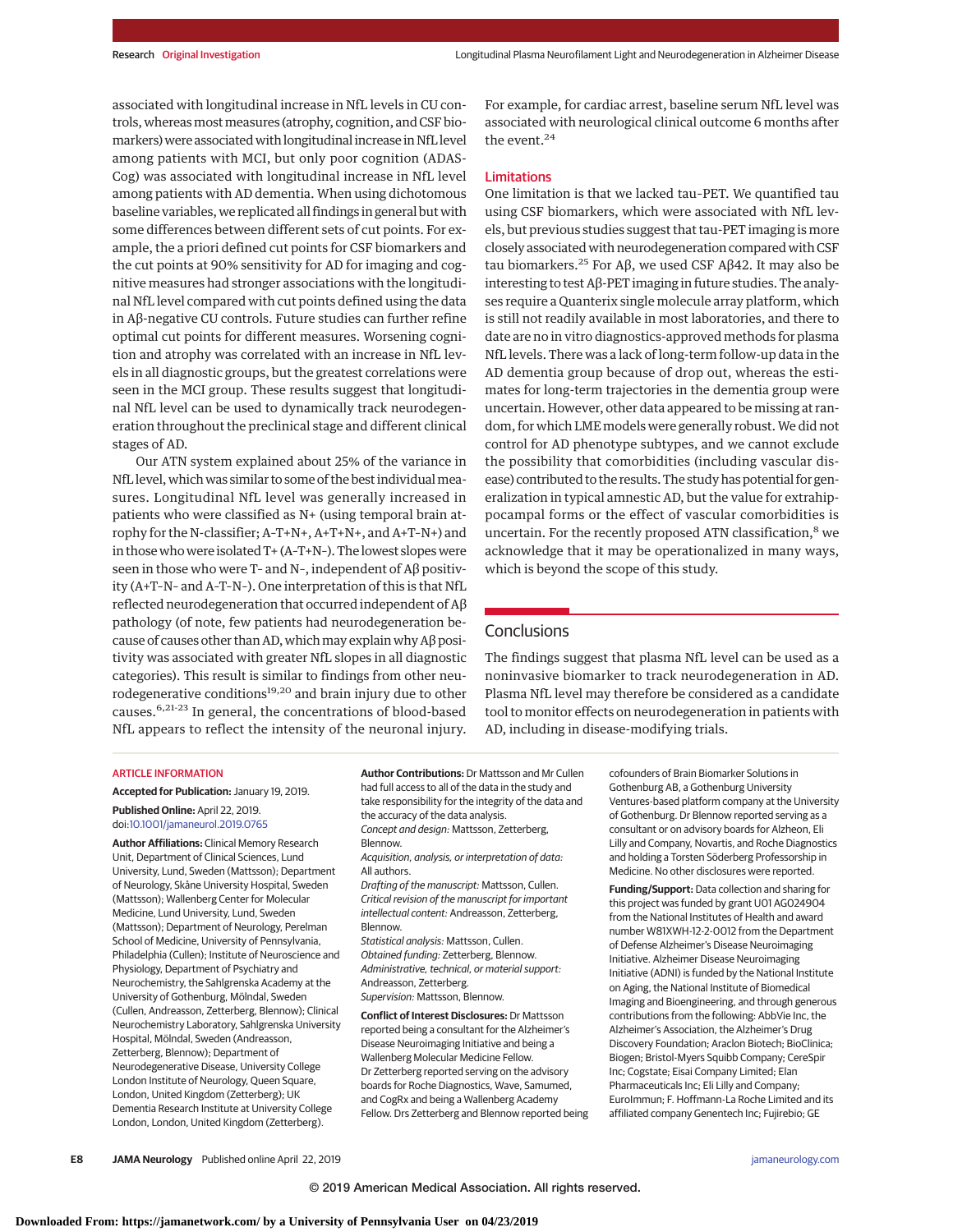associated with longitudinal increase in NfL levels in CU controls, whereas most measures (atrophy, cognition, and CSF biomarkers) were associated with longitudinal increase in NfL level among patients with MCI, but only poor cognition (ADAS-Cog) was associated with longitudinal increase in NfL level among patients with AD dementia. When using dichotomous baseline variables, we replicated all findings in general but with some differences between different sets of cut points. For example, the a priori defined cut points for CSF biomarkers and the cut points at 90% sensitivity for AD for imaging and cognitive measures had stronger associations with the longitudinal NfL level compared with cut points defined using the data in Aβ-negative CU controls. Future studies can further refine optimal cut points for different measures. Worsening cognition and atrophy was correlated with an increase in NfL levels in all diagnostic groups, but the greatest correlations were seen in the MCI group. These results suggest that longitudinal NfL level can be used to dynamically track neurodegeneration throughout the preclinical stage and different clinical stages of AD.

Our ATN system explained about 25% of the variance in NfL level, which was similar to some of the best individual measures. Longitudinal NfL level was generally increased in patients who were classified as N+ (using temporal brain atrophy for the N-classifier; A-T+N+, A+T+N+, and A+T-N+) and in those who were isolated T+ (A-T+N-). The lowest slopes were seen in those who were T- and N-, independent of Aβ positivity (A+T-N- and A-T-N-). One interpretation of this is that NfL reflected neurodegeneration that occurred independent of Aβ pathology (of note, few patients had neurodegeneration because of causes other than AD, which may explain why Aβ positivity was associated with greater NfL slopes in all diagnostic categories). This result is similar to findings from other neurodegenerative conditions[19,20] and brain injury due to other causes.[6,21-23] In general, the concentrations of blood-based NfL appears to reflect the intensity of the neuronal injury. For example, for cardiac arrest, baseline serum NfL level was associated with neurological clinical outcome 6 months after the event.[24]

### Limitations

One limitation is that we lacked tau-PET. We quantified tau using CSF biomarkers, which were associated with NfL levels, but previous studies suggest that tau-PET imaging is more closely associated with neurodegeneration compared with CSF tau biomarkers.[25] For Aβ, we used CSF Aβ42. It may also be interesting to test Aβ-PET imaging in future studies. The analyses require a Quanterix single molecule array platform, which is still not readily available in most laboratories, and there to date are no in vitro diagnostics-approved methods for plasma NfL levels. There was a lack of long-term follow-up data in the AD dementia group because of drop out, whereas the estimates for long-term trajectories in the dementia group were uncertain. However, other data appeared to be missing at random, for which LME models were generally robust. We did not control for AD phenotype subtypes, and we cannot exclude the possibility that comorbidities (including vascular disease) contributed to the results. The study has potential for generalization in typical amnestic AD, but the value for extrahippocampal forms or the effect of vascular comorbidities is uncertain. For the recently proposed ATN classification,[8] we acknowledge that it may be operationalized in many ways, which is beyond the scope of this study.

## Conclusions

The findings suggest that plasma NfL level can be used as a noninvasive biomarker to track neurodegeneration in AD. Plasma NfL level may therefore be considered as a candidate tool to monitor effects on neurodegeneration in patients with AD, including in disease-modifying trials.

ARTICLE INFORMATION

**Accepted for Publication:** January 19, 2019.

**Published Online:** April 22, 2019. doi:10.1001/jamaneurol.2019.0765

**Author Affiliations:** Clinical Memory Research Unit, Department of Clinical Sciences, Lund University, Lund, Sweden (Mattsson); Department of Neurology, Skåne University Hospital, Sweden (Mattsson); Wallenberg Center for Molecular Medicine, Lund University, Lund, Sweden (Mattsson); Department of Neurology, Perelman School of Medicine, University of Pennsylvania, Philadelphia (Cullen); Institute of Neuroscience and Physiology, Department of Psychiatry and Neurochemistry, the Sahlgrenska Academy at the University of Gothenburg, Mölndal, Sweden (Cullen, Andreasson, Zetterberg, Blennow); Clinical Neurochemistry Laboratory, Sahlgrenska University Hospital, Mölndal, Sweden (Andreasson, Zetterberg, Blennow); Department of Neurodegenerative Disease, University College London Institute of Neurology, Queen Square, London, United Kingdom (Zetterberg); UK Dementia Research Institute at University College London, London, United Kingdom (Zetterberg).

**Author Contributions:** Dr Mattsson and Mr Cullen had full access to all of the data in the study and take responsibility for the integrity of the data and the accuracy of the data analysis.
*Concept and design:* Mattsson, Zetterberg, Blennow.
*Acquisition, analysis, or interpretation of data:* All authors.
*Drafting of the manuscript:* Mattsson, Cullen.
*Critical revision of the manuscript for important intellectual content:* Andreasson, Zetterberg, Blennow.
*Statistical analysis:* Mattsson, Cullen.
*Obtained funding:* Zetterberg, Blennow.
*Administrative, technical, or material support:* Andreasson, Zetterberg.
*Supervision:* Mattsson, Blennow.

**Conflict of Interest Disclosures:** Dr Mattsson reported being a consultant for the Alzheimer's Disease Neuroimaging Initiative and being a Wallenberg Molecular Medicine Fellow. Dr Zetterberg reported serving on the advisory boards for Roche Diagnostics, Wave, Samumed, and CogRx and being a Wallenberg Academy Fellow. Drs Zetterberg and Blennow reported being cofounders of Brain Biomarker Solutions in Gothenburg AB, a Gothenburg University Ventures-based platform company at the University of Gothenburg. Dr Blennow reported serving as a consultant or on advisory boards for Alzheon, Eli Lilly and Company, Novartis, and Roche Diagnostics and holding a Torsten Söderberg Professorship in Medicine. No other disclosures were reported.

**Funding/Support:** Data collection and sharing for this project was funded by grant U01 AG024904 from the National Institutes of Health and award number W81XWH-12-2-0012 from the Department of Defense Alzheimer's Disease Neuroimaging Initiative. Alzheimer Disease Neuroimaging Initiative (ADNI) is funded by the National Institute on Aging, the National Institute of Biomedical Imaging and Bioengineering, and through generous contributions from the following: AbbVie Inc, the Alzheimer's Association, the Alzheimer's Drug Discovery Foundation; Araclon Biotech; BioClinica; Biogen; Bristol-Myers Squibb Company; CereSpir Inc; Cogstate; Eisai Company Limited; Elan Pharmaceuticals Inc; Eli Lilly and Company; EuroImmun; F. Hoffmann-La Roche Limited and its affiliated company Genentech Inc; Fujirebio; GE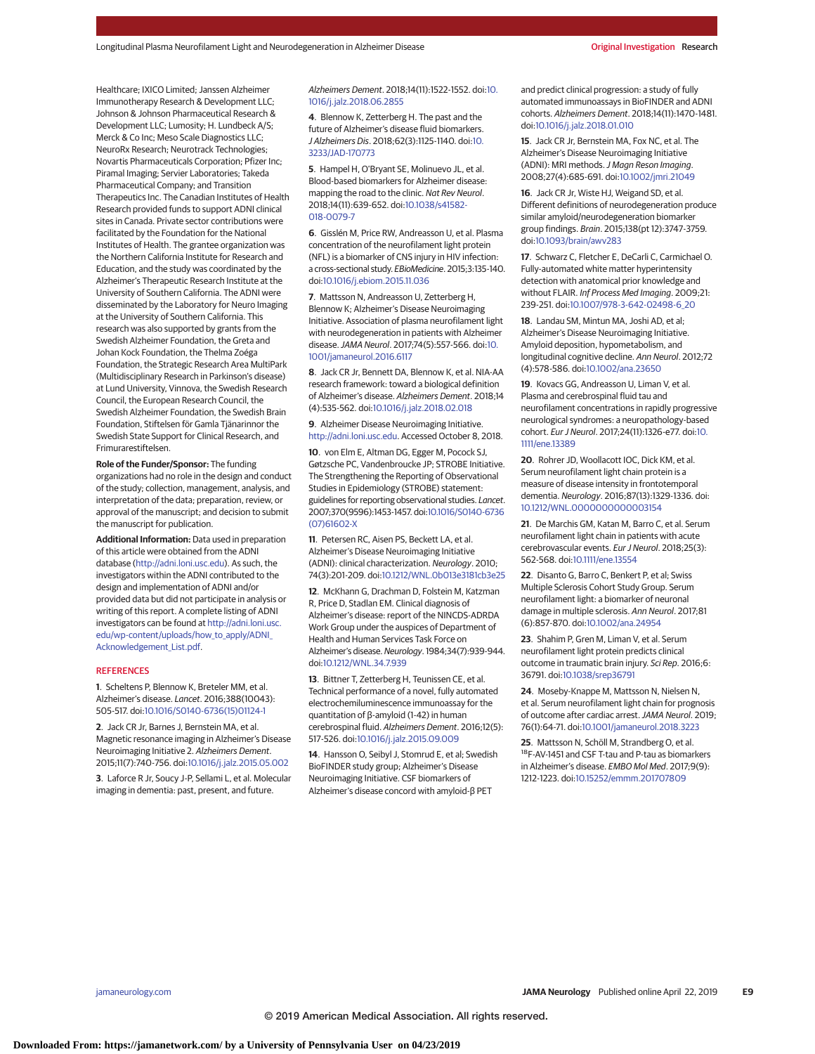Healthcare; IXICO Limited; Janssen Alzheimer Immunotherapy Research & Development LLC; Johnson & Johnson Pharmaceutical Research & Development LLC; Lumosity; H. Lundbeck A/S; Merck & Co Inc; Meso Scale Diagnostics LLC; NeuroRx Research; Neurotrack Technologies; Novartis Pharmaceuticals Corporation; Pfizer Inc; Piramal Imaging; Servier Laboratories; Takeda Pharmaceutical Company; and Transition Therapeutics Inc. The Canadian Institutes of Health Research provided funds to support ADNI clinical sites in Canada. Private sector contributions were facilitated by the Foundation for the National Institutes of Health. The grantee organization was the Northern California Institute for Research and Education, and the study was coordinated by the Alzheimer's Therapeutic Research Institute at the University of Southern California. The ADNI were disseminated by the Laboratory for Neuro Imaging at the University of Southern California. This research was also supported by grants from the Swedish Alzheimer Foundation, the Greta and Johan Kock Foundation, the Thelma Zoéga Foundation, the Strategic Research Area MultiPark (Multidisciplinary Research in Parkinson's disease) at Lund University, Vinnova, the Swedish Research Council, the European Research Council, the Swedish Alzheimer Foundation, the Swedish Brain Foundation, Stiftelsen för Gamla Tjänarinnor the Swedish State Support for Clinical Research, and Frimurarestiftelsen.

**Role of the Funder/Sponsor:** The funding organizations had no role in the design and conduct of the study; collection, management, analysis, and interpretation of the data; preparation, review, or approval of the manuscript; and decision to submit the manuscript for publication.

**Additional Information:** Data used in preparation of this article were obtained from the ADNI database (http://adni.loni.usc.edu). As such, the investigators within the ADNI contributed to the design and implementation of ADNI and/or provided data but did not participate in analysis or writing of this report. A complete listing of ADNI investigators can be found at http://adni.loni.usc.edu/wp-content/uploads/how_to_apply/ADNI_Acknowledgement_List.pdf.

## REFERENCES

1. Scheltens P, Blennow K, Breteler MM, et al. Alzheimer's disease. *Lancet*. 2016;388(10043):505-517. doi:10.1016/S0140-6736(15)01124-1

2. Jack CR Jr, Barnes J, Bernstein MA, et al. Magnetic resonance imaging in Alzheimer's Disease Neuroimaging Initiative 2. *Alzheimers Dement*. 2015;11(7):740-756. doi:10.1016/j.jalz.2015.05.002

3. Laforce R Jr, Soucy J-P, Sellami L, et al. Molecular imaging in dementia: past, present, and future. *Alzheimers Dement*. 2018;14(11):1522-1552. doi:10.1016/j.jalz.2018.06.2855

4. Blennow K, Zetterberg H. The past and the future of Alzheimer's disease fluid biomarkers. *J Alzheimers Dis*. 2018;62(3):1125-1140. doi:10.3233/JAD-170773

5. Hampel H, O'Bryant SE, Molinuevo JL, et al. Blood-based biomarkers for Alzheimer disease: mapping the road to the clinic. *Nat Rev Neurol*. 2018;14(11):639-652. doi:10.1038/s41582-018-0079-7

6. Gisslén M, Price RW, Andreasson U, et al. Plasma concentration of the neurofilament light protein (NFL) is a biomarker of CNS injury in HIV infection: a cross-sectional study. *EBioMedicine*. 2015;3:135-140. doi:10.1016/j.ebiom.2015.11.036

7. Mattsson N, Andreasson U, Zetterberg H, Blennow K; Alzheimer's Disease Neuroimaging Initiative. Association of plasma neurofilament light with neurodegeneration in patients with Alzheimer disease. *JAMA Neurol*. 2017;74(5):557-566. doi:10.1001/jamaneurol.2016.6117

8. Jack CR Jr, Bennett DA, Blennow K, et al. NIA-AA research framework: toward a biological definition of Alzheimer's disease. *Alzheimers Dement*. 2018;14(4):535-562. doi:10.1016/j.jalz.2018.02.018

9. Alzheimer Disease Neuroimaging Initiative. http://adni.loni.usc.edu. Accessed October 8, 2018.

10. von Elm E, Altman DG, Egger M, Pocock SJ, Gøtzsche PC, Vandenbroucke JP; STROBE Initiative. The Strengthening the Reporting of Observational Studies in Epidemiology (STROBE) statement: guidelines for reporting observational studies. *Lancet*. 2007;370(9596):1453-1457. doi:10.1016/S0140-6736(07)61602-X

11. Petersen RC, Aisen PS, Beckett LA, et al. Alzheimer's Disease Neuroimaging Initiative (ADNI): clinical characterization. *Neurology*. 2010;74(3):201-209. doi:10.1212/WNL.0b013e3181cb3e25

12. McKhann G, Drachman D, Folstein M, Katzman R, Price D, Stadlan EM. Clinical diagnosis of Alzheimer's disease: report of the NINCDS-ADRDA Work Group under the auspices of Department of Health and Human Services Task Force on Alzheimer's disease. *Neurology*. 1984;34(7):939-944. doi:10.1212/WNL.34.7.939

13. Bittner T, Zetterberg H, Teunissen CE, et al. Technical performance of a novel, fully automated electrochemiluminescence immunoassay for the quantitation of β-amyloid (1-42) in human cerebrospinal fluid. *Alzheimers Dement*. 2016;12(5):517-526. doi:10.1016/j.jalz.2015.09.009

14. Hansson O, Seibyl J, Stomrud E, et al; Swedish BioFINDER study group; Alzheimer's Disease Neuroimaging Initiative. CSF biomarkers of Alzheimer's disease concord with amyloid-β PET and predict clinical progression: a study of fully automated immunoassays in BioFINDER and ADNI cohorts. *Alzheimers Dement*. 2018;14(11):1470-1481. doi:10.1016/j.jalz.2018.01.010

15. Jack CR Jr, Bernstein MA, Fox NC, et al. The Alzheimer's Disease Neuroimaging Initiative (ADNI): MRI methods. *J Magn Reson Imaging*. 2008;27(4):685-691. doi:10.1002/jmri.21049

16. Jack CR Jr, Wiste HJ, Weigand SD, et al. Different definitions of neurodegeneration produce similar amyloid/neurodegeneration biomarker group findings. *Brain*. 2015;138(pt 12):3747-3759. doi:10.1093/brain/awv283

17. Schwarz C, Fletcher E, DeCarli C, Carmichael O. Fully-automated white matter hyperintensity detection with anatomical prior knowledge and without FLAIR. *Inf Process Med Imaging*. 2009;21:239-251. doi:10.1007/978-3-642-02498-6_20

18. Landau SM, Mintun MA, Joshi AD, et al; Alzheimer's Disease Neuroimaging Initiative. Amyloid deposition, hypometabolism, and longitudinal cognitive decline. *Ann Neurol*. 2012;72(4):578-586. doi:10.1002/ana.23650

19. Kovacs GG, Andreasson U, Liman V, et al. Plasma and cerebrospinal fluid tau and neurofilament concentrations in rapidly progressive neurological syndromes: a neuropathology-based cohort. *Eur J Neurol*. 2017;24(11):1326-e77. doi:10.1111/ene.13389

20. Rohrer JD, Woollacott IOC, Dick KM, et al. Serum neurofilament light chain protein is a measure of disease intensity in frontotemporal dementia. *Neurology*. 2016;87(13):1329-1336. doi:10.1212/WNL.0000000000003154

21. De Marchis GM, Katan M, Barro C, et al. Serum neurofilament light chain in patients with acute cerebrovascular events. *Eur J Neurol*. 2018;25(3):562-568. doi:10.1111/ene.13554

22. Disanto G, Barro C, Benkert P, et al; Swiss Multiple Sclerosis Cohort Study Group. Serum neurofilament light: a biomarker of neuronal damage in multiple sclerosis. *Ann Neurol*. 2017;81(6):857-870. doi:10.1002/ana.24954

23. Shahim P, Gren M, Liman V, et al. Serum neurofilament light protein predicts clinical outcome in traumatic brain injury. *Sci Rep*. 2016;6:36791. doi:10.1038/srep36791

24. Moseby-Knappe M, Mattsson N, Nielsen N, et al. Serum neurofilament light chain for prognosis of outcome after cardiac arrest. *JAMA Neurol*. 2019;76(1):64-71. doi:10.1001/jamaneurol.2018.3223

25. Mattsson N, Schöll M, Strandberg O, et al. [18]F-AV-1451 and CSF T-tau and P-tau as biomarkers in Alzheimer's disease. *EMBO Mol Med*. 2017;9(9):1212-1223. doi:10.15252/emmm.201707809